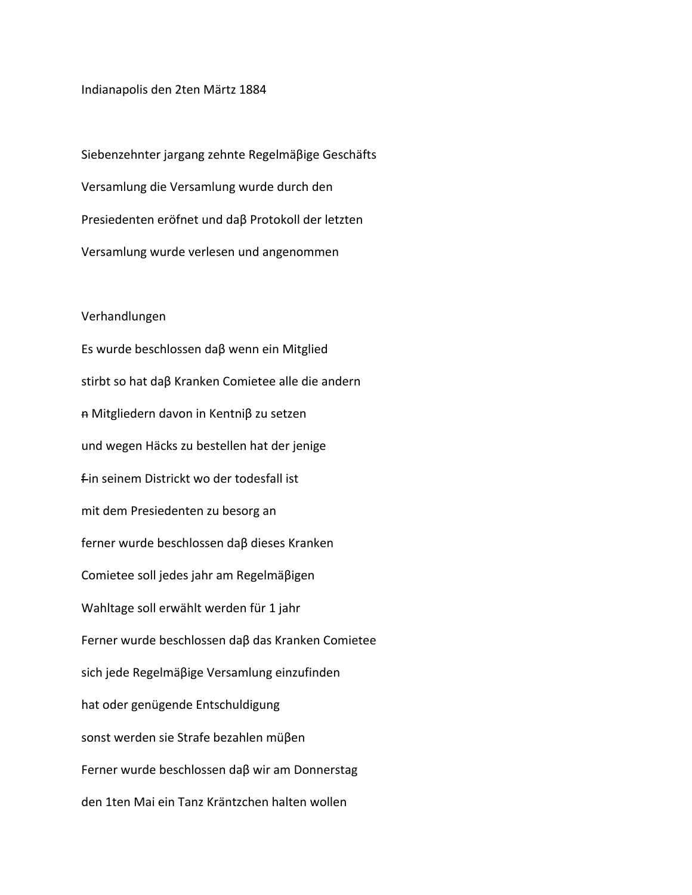Indianapolis den 2ten Märtz 1884

Siebenzehnter jargang zehnte Regelmäβige Geschäfts
Versamlung die Versamlung wurde durch den
Presiedenten eröfnet und daβ Protokoll der letzten
Versamlung wurde verlesen und angenommen

Verhandlungen

Es wurde beschlossen daβ wenn ein Mitglied
stirbt so hat daβ Kranken Comietee alle die andern
~~n~~ Mitgliedern davon in Kentniβ zu setzen
und wegen Häcks zu bestellen hat der jenige
~~f~~ in seinem Districkt wo der todesfall ist
mit dem Presiedenten zu besorg an
ferner wurde beschlossen daβ dieses Kranken
Comietee soll jedes jahr am Regelmäβigen
Wahltage soll erwählt werden für 1 jahr
Ferner wurde beschlossen daβ das Kranken Comietee
sich jede Regelmäβige Versamlung einzufinden
hat oder genügende Entschuldigung
sonst werden sie Strafe bezahlen müβen
Ferner wurde beschlossen daβ wir am Donnerstag
den 1ten Mai ein Tanz Kräntzchen halten wollen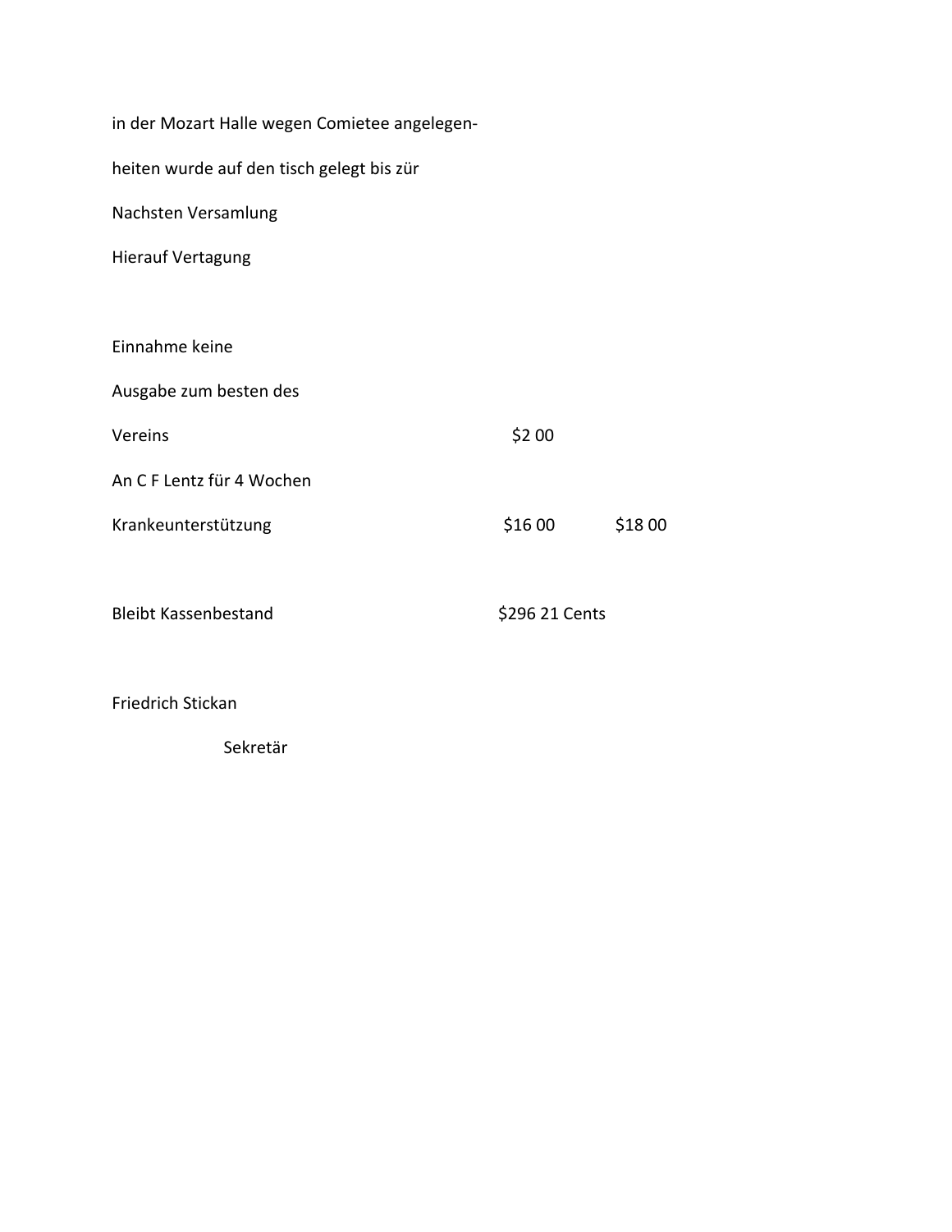in der Mozart Halle wegen Comietee angelegen-

heiten wurde auf den tisch gelegt bis zür

Nachsten Versamlung

Hierauf Vertagung

| | | |
|---|---|---|
| Einnahme keine | | |
| Ausgabe zum besten des | | |
| Vereins | $2 00 | |
| An C F Lentz für 4 Wochen | | |
| Krankeunterstützung | $16 00 | $18 00 |
| | | |
| Bleibt Kassenbestand | $296 21 Cents | |

Friedrich Stickan

Sekretär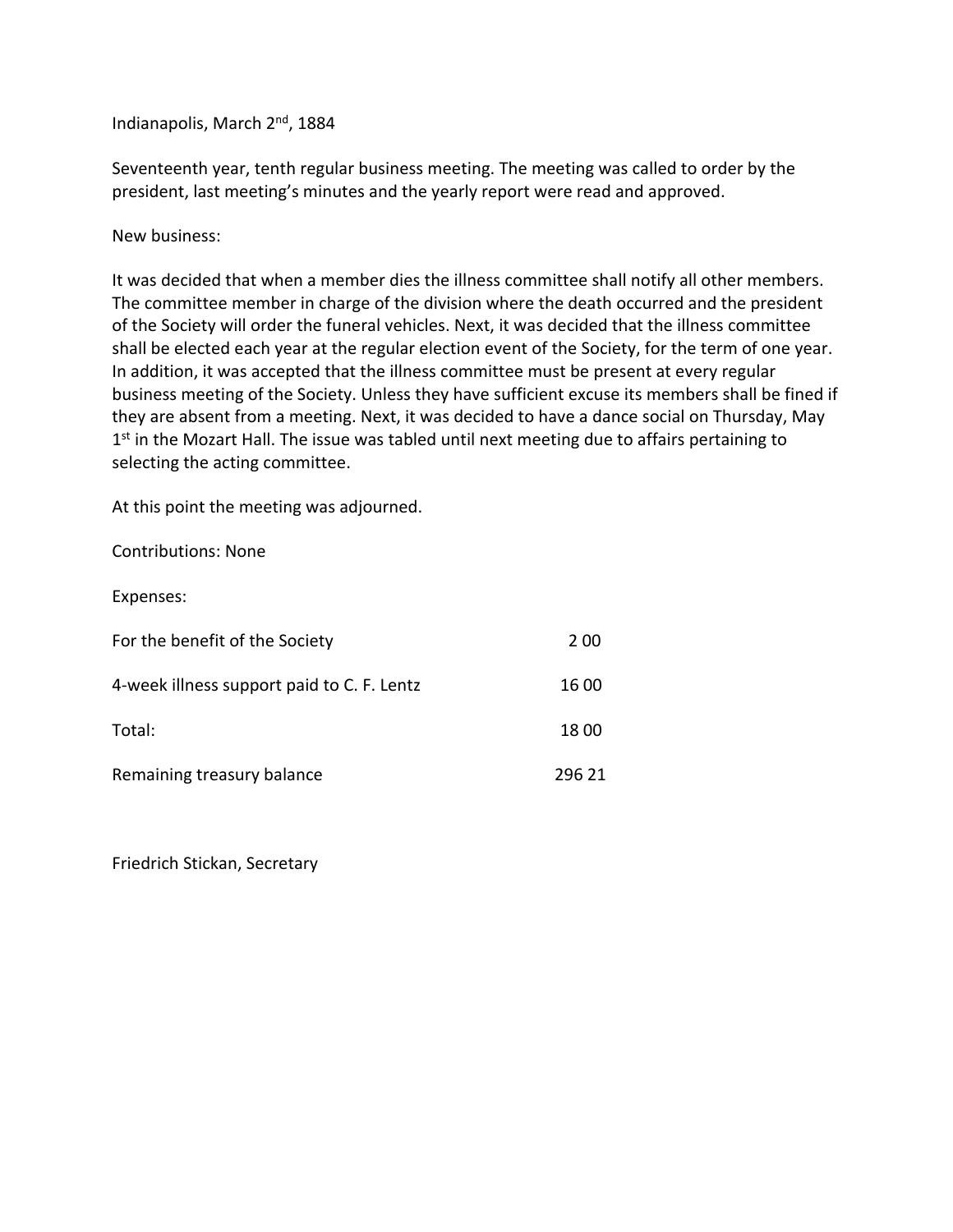Indianapolis, March 2nd, 1884

Seventeenth year, tenth regular business meeting. The meeting was called to order by the president, last meeting's minutes and the yearly report were read and approved.

New business:

It was decided that when a member dies the illness committee shall notify all other members. The committee member in charge of the division where the death occurred and the president of the Society will order the funeral vehicles. Next, it was decided that the illness committee shall be elected each year at the regular election event of the Society, for the term of one year. In addition, it was accepted that the illness committee must be present at every regular business meeting of the Society. Unless they have sufficient excuse its members shall be fined if they are absent from a meeting. Next, it was decided to have a dance social on Thursday, May 1st in the Mozart Hall. The issue was tabled until next meeting due to affairs pertaining to selecting the acting committee.

At this point the meeting was adjourned.

Contributions: None

Expenses:

| | |
|---|---|
| For the benefit of the Society | 2 00 |
| 4-week illness support paid to C. F. Lentz | 16 00 |
| Total: | 18 00 |
| Remaining treasury balance | 296 21 |

Friedrich Stickan, Secretary